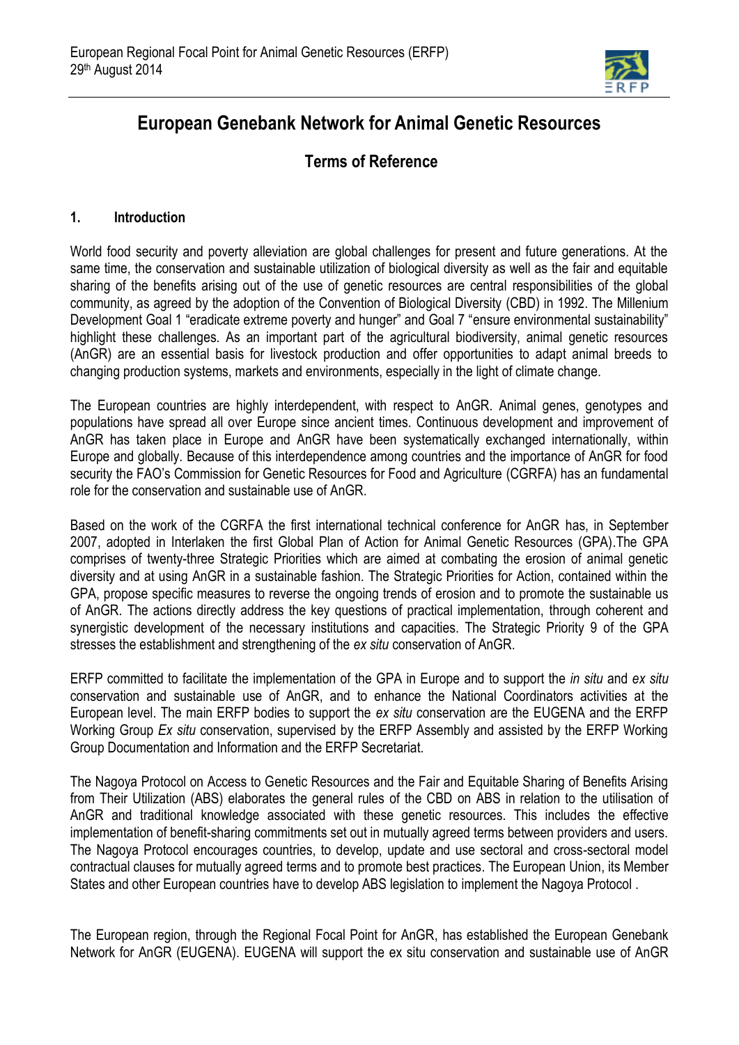# European Genebank Network for Animal Genetic Resources

## Terms of Reference

### 1. Introduction

World food security and poverty alleviation are global challenges for present and future generations. At the same time, the conservation and sustainable utilization of biological diversity as well as the fair and equitable sharing of the benefits arising out of the use of genetic resources are central responsibilities of the global community, as agreed by the adoption of the Convention of Biological Diversity (CBD) in 1992. The Millenium Development Goal 1 "eradicate extreme poverty and hunger" and Goal 7 "ensure environmental sustainability" highlight these challenges. As an important part of the agricultural biodiversity, animal genetic resources (AnGR) are an essential basis for livestock production and offer opportunities to adapt animal breeds to changing production systems, markets and environments, especially in the light of climate change.

The European countries are highly interdependent, with respect to AnGR. Animal genes, genotypes and populations have spread all over Europe since ancient times. Continuous development and improvement of AnGR has taken place in Europe and AnGR have been systematically exchanged internationally, within Europe and globally. Because of this interdependence among countries and the importance of AnGR for food security the FAO's Commission for Genetic Resources for Food and Agriculture (CGRFA) has an fundamental role for the conservation and sustainable use of AnGR.

Based on the work of the CGRFA the first international technical conference for AnGR has, in September 2007, adopted in Interlaken the first Global Plan of Action for Animal Genetic Resources (GPA).The GPA comprises of twenty-three Strategic Priorities which are aimed at combating the erosion of animal genetic diversity and at using AnGR in a sustainable fashion. The Strategic Priorities for Action, contained within the GPA, propose specific measures to reverse the ongoing trends of erosion and to promote the sustainable us of AnGR. The actions directly address the key questions of practical implementation, through coherent and synergistic development of the necessary institutions and capacities. The Strategic Priority 9 of the GPA stresses the establishment and strengthening of the *ex situ* conservation of AnGR.

ERFP committed to facilitate the implementation of the GPA in Europe and to support the *in situ* and *ex situ* conservation and sustainable use of AnGR, and to enhance the National Coordinators activities at the European level. The main ERFP bodies to support the *ex situ* conservation are the EUGENA and the ERFP Working Group *Ex situ* conservation, supervised by the ERFP Assembly and assisted by the ERFP Working Group Documentation and Information and the ERFP Secretariat.

The Nagoya Protocol on Access to Genetic Resources and the Fair and Equitable Sharing of Benefits Arising from Their Utilization (ABS) elaborates the general rules of the CBD on ABS in relation to the utilisation of AnGR and traditional knowledge associated with these genetic resources. This includes the effective implementation of benefit-sharing commitments set out in mutually agreed terms between providers and users. The Nagoya Protocol encourages countries, to develop, update and use sectoral and cross-sectoral model contractual clauses for mutually agreed terms and to promote best practices. The European Union, its Member States and other European countries have to develop ABS legislation to implement the Nagoya Protocol .

The European region, through the Regional Focal Point for AnGR, has established the European Genebank Network for AnGR (EUGENA). EUGENA will support the ex situ conservation and sustainable use of AnGR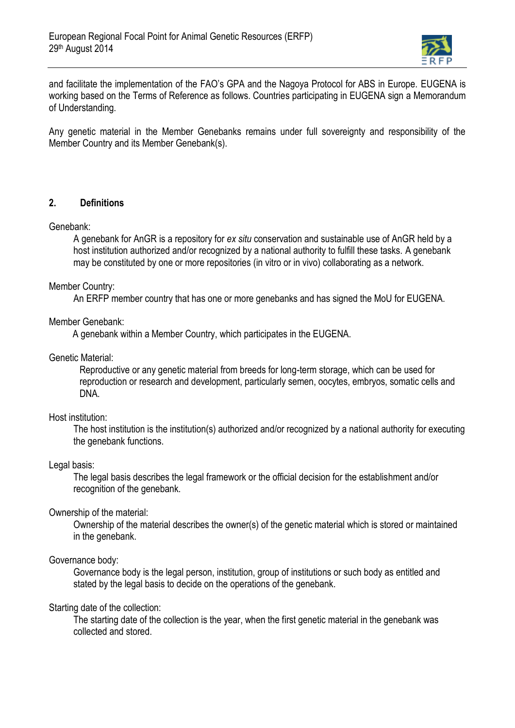and facilitate the implementation of the FAO's GPA and the Nagoya Protocol for ABS in Europe. EUGENA is working based on the Terms of Reference as follows. Countries participating in EUGENA sign a Memorandum of Understanding.

Any genetic material in the Member Genebanks remains under full sovereignty and responsibility of the Member Country and its Member Genebank(s).

## 2. Definitions

Genebank:

A genebank for AnGR is a repository for *ex situ* conservation and sustainable use of AnGR held by a host institution authorized and/or recognized by a national authority to fulfill these tasks. A genebank may be constituted by one or more repositories (in vitro or in vivo) collaborating as a network.

Member Country:

An ERFP member country that has one or more genebanks and has signed the MoU for EUGENA.

Member Genebank:

A genebank within a Member Country, which participates in the EUGENA.

Genetic Material:

Reproductive or any genetic material from breeds for long-term storage, which can be used for reproduction or research and development, particularly semen, oocytes, embryos, somatic cells and DNA.

Host institution:

The host institution is the institution(s) authorized and/or recognized by a national authority for executing the genebank functions.

Legal basis:

The legal basis describes the legal framework or the official decision for the establishment and/or recognition of the genebank.

Ownership of the material:

Ownership of the material describes the owner(s) of the genetic material which is stored or maintained in the genebank.

Governance body:

Governance body is the legal person, institution, group of institutions or such body as entitled and stated by the legal basis to decide on the operations of the genebank.

Starting date of the collection:

The starting date of the collection is the year, when the first genetic material in the genebank was collected and stored.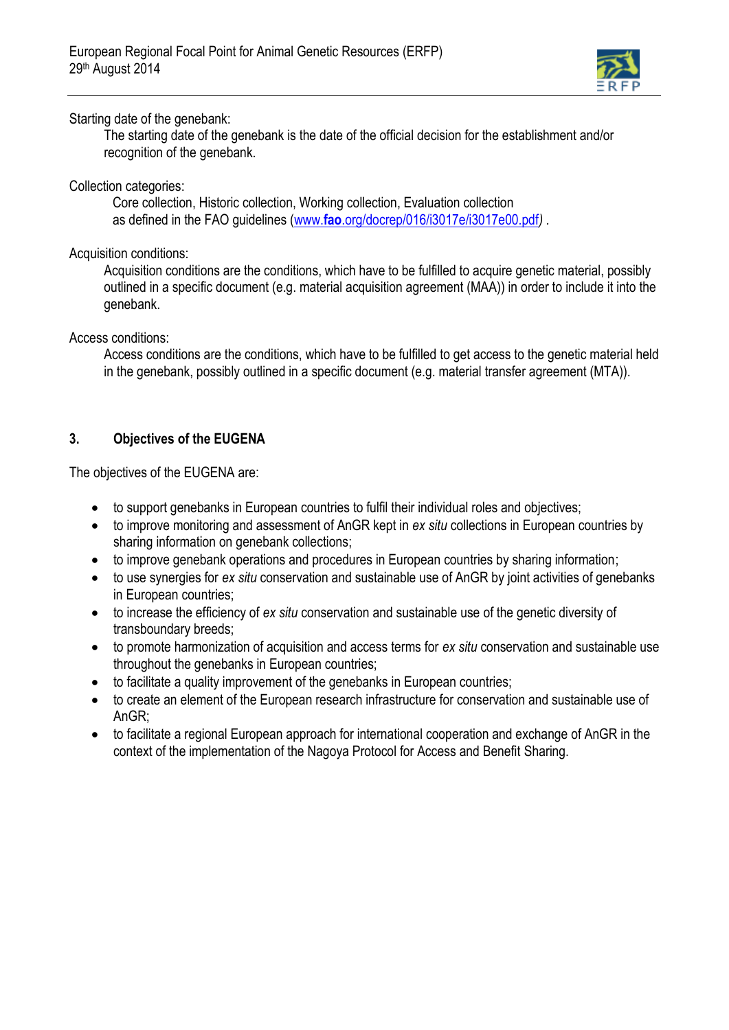Starting date of the genebank:

The starting date of the genebank is the date of the official decision for the establishment and/or recognition of the genebank.

Collection categories:

Core collection, Historic collection, Working collection, Evaluation collection as defined in the FAO guidelines (www.**fao**.org/docrep/016/i3017e/i3017e00.pdf) .

Acquisition conditions:

Acquisition conditions are the conditions, which have to be fulfilled to acquire genetic material, possibly outlined in a specific document (e.g. material acquisition agreement (MAA)) in order to include it into the genebank.

Access conditions:

Access conditions are the conditions, which have to be fulfilled to get access to the genetic material held in the genebank, possibly outlined in a specific document (e.g. material transfer agreement (MTA)).

## 3. Objectives of the EUGENA

The objectives of the EUGENA are:

- to support genebanks in European countries to fulfil their individual roles and objectives;
- to improve monitoring and assessment of AnGR kept in *ex situ* collections in European countries by sharing information on genebank collections;
- to improve genebank operations and procedures in European countries by sharing information;
- to use synergies for *ex situ* conservation and sustainable use of AnGR by joint activities of genebanks in European countries;
- to increase the efficiency of *ex situ* conservation and sustainable use of the genetic diversity of transboundary breeds;
- to promote harmonization of acquisition and access terms for *ex situ* conservation and sustainable use throughout the genebanks in European countries;
- to facilitate a quality improvement of the genebanks in European countries;
- to create an element of the European research infrastructure for conservation and sustainable use of AnGR;
- to facilitate a regional European approach for international cooperation and exchange of AnGR in the context of the implementation of the Nagoya Protocol for Access and Benefit Sharing.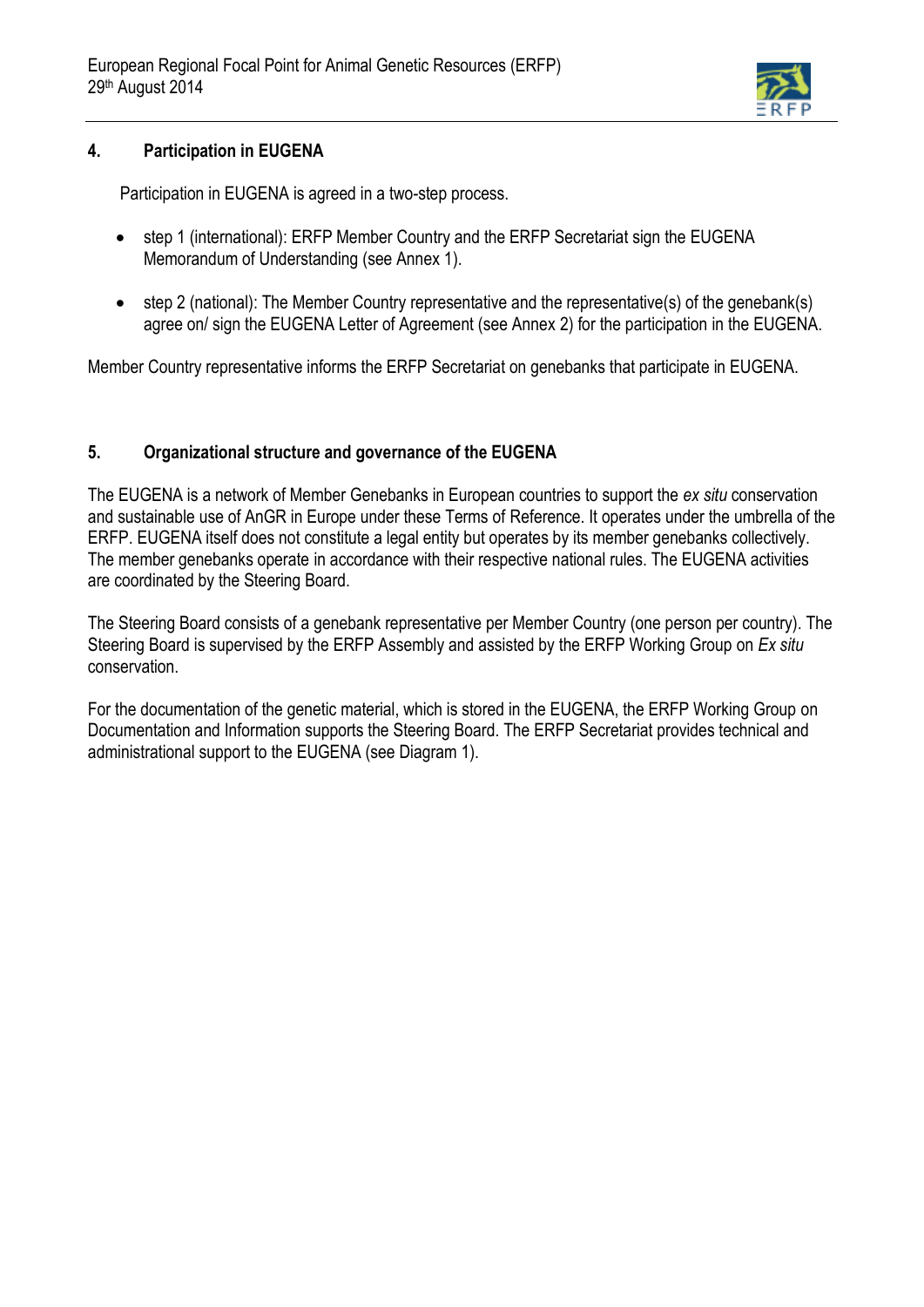## 4. Participation in EUGENA

Participation in EUGENA is agreed in a two-step process.

- step 1 (international): ERFP Member Country and the ERFP Secretariat sign the EUGENA Memorandum of Understanding (see Annex 1).
- step 2 (national): The Member Country representative and the representative(s) of the genebank(s) agree on/ sign the EUGENA Letter of Agreement (see Annex 2) for the participation in the EUGENA.

Member Country representative informs the ERFP Secretariat on genebanks that participate in EUGENA.

## 5. Organizational structure and governance of the EUGENA

The EUGENA is a network of Member Genebanks in European countries to support the *ex situ* conservation and sustainable use of AnGR in Europe under these Terms of Reference. It operates under the umbrella of the ERFP. EUGENA itself does not constitute a legal entity but operates by its member genebanks collectively. The member genebanks operate in accordance with their respective national rules. The EUGENA activities are coordinated by the Steering Board.

The Steering Board consists of a genebank representative per Member Country (one person per country). The Steering Board is supervised by the ERFP Assembly and assisted by the ERFP Working Group on *Ex situ* conservation.

For the documentation of the genetic material, which is stored in the EUGENA, the ERFP Working Group on Documentation and Information supports the Steering Board. The ERFP Secretariat provides technical and administrational support to the EUGENA (see Diagram 1).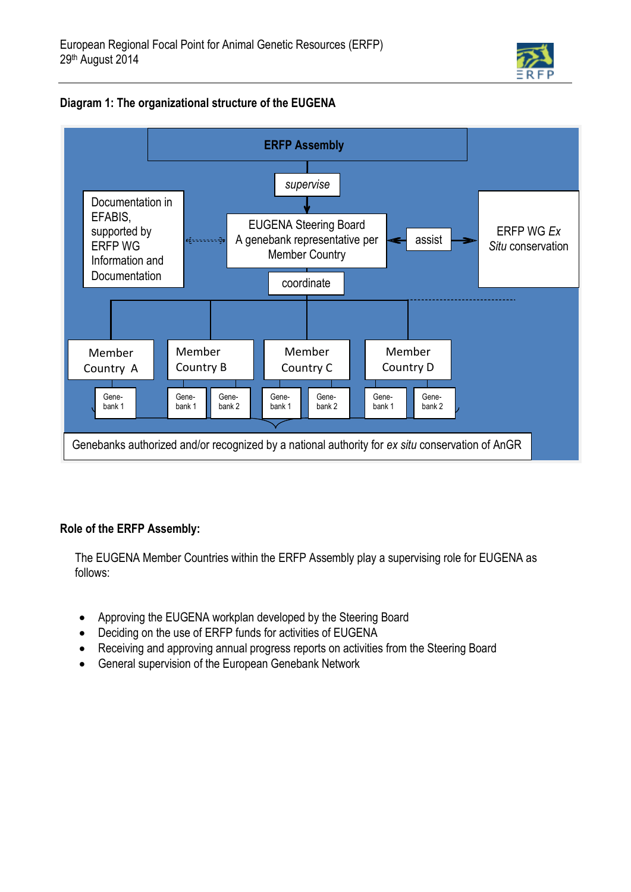**Diagram 1: The organizational structure of the EUGENA**

ERFP Assembly

*supervise*

EUGENA Steering Board
A genebank representative per Member Country

Documentation in EFABIS, supported by ERFP WG Information and Documentation

assist

ERFP WG *Ex Situ* conservation

coordinate

Member Country A — Gene-bank 1

Member Country B — Gene-bank 1, Gene-bank 2

Member Country C — Gene-bank 1, Gene-bank 2

Member Country D — Gene-bank 1, Gene-bank 2

Genebanks authorized and/or recognized by a national authority for *ex situ* conservation of AnGR

**Role of the ERFP Assembly:**

The EUGENA Member Countries within the ERFP Assembly play a supervising role for EUGENA as follows:

- Approving the EUGENA workplan developed by the Steering Board
- Deciding on the use of ERFP funds for activities of EUGENA
- Receiving and approving annual progress reports on activities from the Steering Board
- General supervision of the European Genebank Network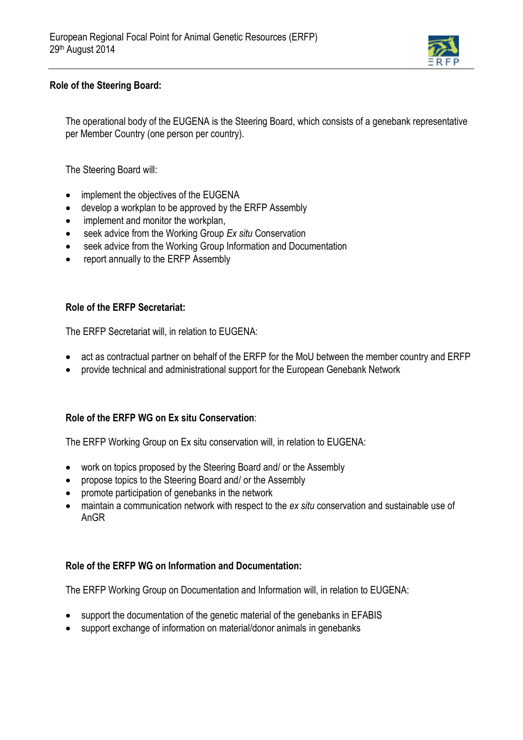**Role of the Steering Board:**

The operational body of the EUGENA is the Steering Board, which consists of a genebank representative per Member Country (one person per country).

The Steering Board will:

- implement the objectives of the EUGENA
- develop a workplan to be approved by the ERFP Assembly
- implement and monitor the workplan,
- seek advice from the Working Group *Ex situ* Conservation
- seek advice from the Working Group Information and Documentation
- report annually to the ERFP Assembly

**Role of the ERFP Secretariat:**

The ERFP Secretariat will, in relation to EUGENA:

- act as contractual partner on behalf of the ERFP for the MoU between the member country and ERFP
- provide technical and administrational support for the European Genebank Network

**Role of the ERFP WG on Ex situ Conservation**:

The ERFP Working Group on Ex situ conservation will, in relation to EUGENA:

- work on topics proposed by the Steering Board and/ or the Assembly
- propose topics to the Steering Board and/ or the Assembly
- promote participation of genebanks in the network
- maintain a communication network with respect to the *ex situ* conservation and sustainable use of AnGR

**Role of the ERFP WG on Information and Documentation:**

The ERFP Working Group on Documentation and Information will, in relation to EUGENA:

- support the documentation of the genetic material of the genebanks in EFABIS
- support exchange of information on material/donor animals in genebanks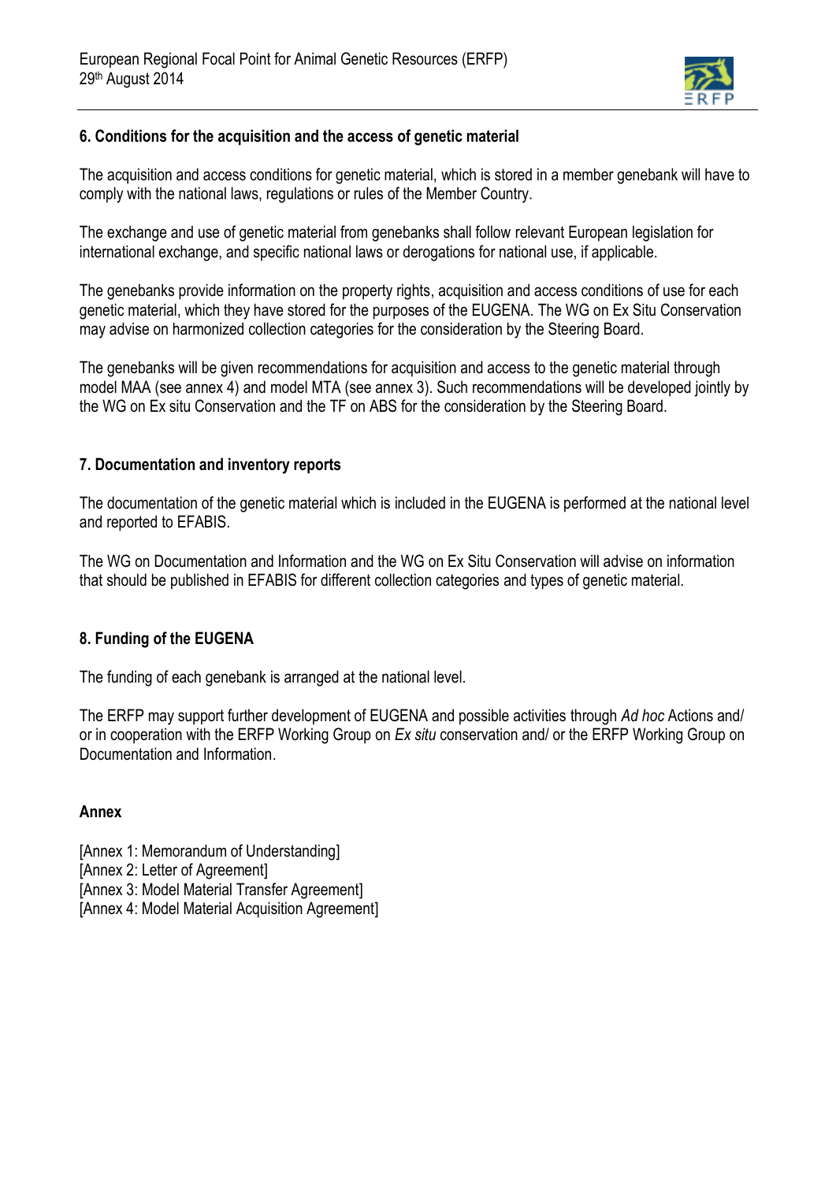## 6. Conditions for the acquisition and the access of genetic material

The acquisition and access conditions for genetic material, which is stored in a member genebank will have to comply with the national laws, regulations or rules of the Member Country.

The exchange and use of genetic material from genebanks shall follow relevant European legislation for international exchange, and specific national laws or derogations for national use, if applicable.

The genebanks provide information on the property rights, acquisition and access conditions of use for each genetic material, which they have stored for the purposes of the EUGENA. The WG on Ex Situ Conservation may advise on harmonized collection categories for the consideration by the Steering Board.

The genebanks will be given recommendations for acquisition and access to the genetic material through model MAA (see annex 4) and model MTA (see annex 3). Such recommendations will be developed jointly by the WG on Ex situ Conservation and the TF on ABS for the consideration by the Steering Board.

## 7. Documentation and inventory reports

The documentation of the genetic material which is included in the EUGENA is performed at the national level and reported to EFABIS.

The WG on Documentation and Information and the WG on Ex Situ Conservation will advise on information that should be published in EFABIS for different collection categories and types of genetic material.

## 8. Funding of the EUGENA

The funding of each genebank is arranged at the national level.

The ERFP may support further development of EUGENA and possible activities through *Ad hoc* Actions and/ or in cooperation with the ERFP Working Group on *Ex situ* conservation and/ or the ERFP Working Group on Documentation and Information.

## Annex

[Annex 1: Memorandum of Understanding]
[Annex 2: Letter of Agreement]
[Annex 3: Model Material Transfer Agreement]
[Annex 4: Model Material Acquisition Agreement]